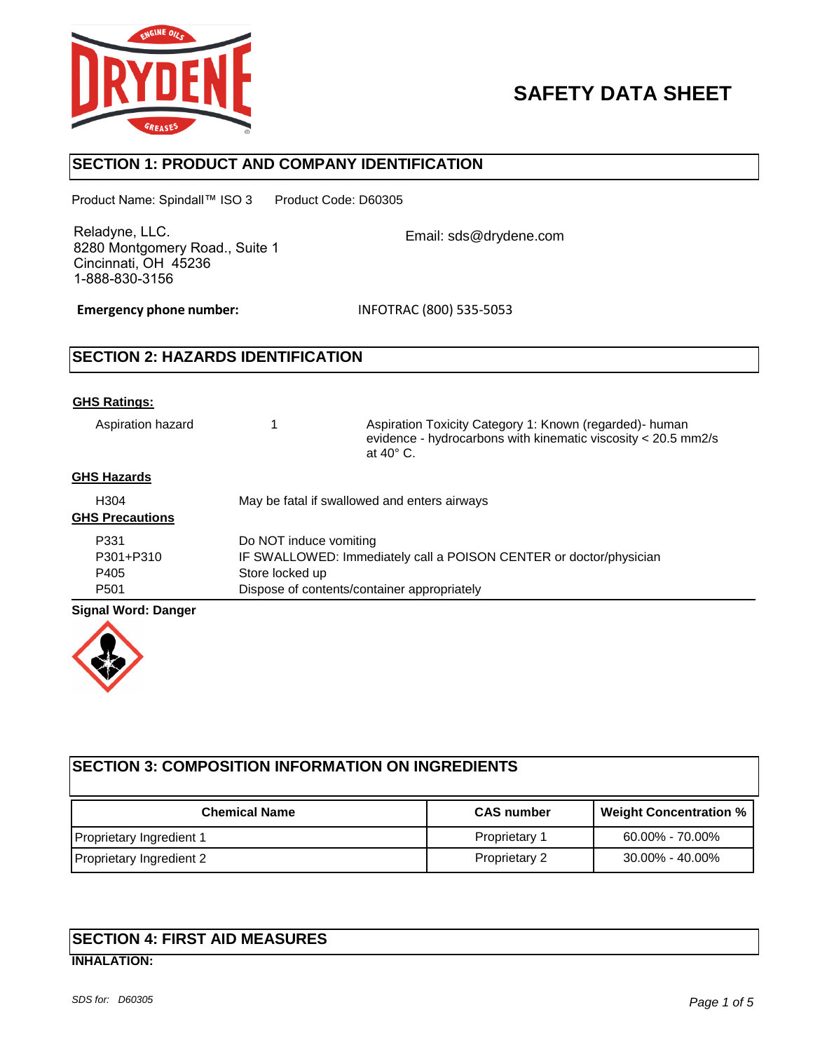# SAFETY DATA SHEET

## SECTION 1: PRODUCT AND COMPANY IDENTIFICATION

Product Name: Spindall™ ISO 3    Product Code: D60305

Reladyne, LLC.
8280 Montgomery Road., Suite 1
Cincinnati, OH 45236
1-888-830-3156

Email: sds@drydene.com

**Emergency phone number:** INFOTRAC (800) 535-5053

## SECTION 2: HAZARDS IDENTIFICATION

**GHS Ratings:**

| | | |
|---|---|---|
| Aspiration hazard | 1 | Aspiration Toxicity Category 1: Known (regarded)- human evidence - hydrocarbons with kinematic viscosity < 20.5 mm2/s at 40° C. |

**GHS Hazards**

| | |
|---|---|
| H304 | May be fatal if swallowed and enters airways |

**GHS Precautions**

| | |
|---|---|
| P331 | Do NOT induce vomiting |
| P301+P310 | IF SWALLOWED: Immediately call a POISON CENTER or doctor/physician |
| P405 | Store locked up |
| P501 | Dispose of contents/container appropriately |

**Signal Word: Danger**

## SECTION 3: COMPOSITION INFORMATION ON INGREDIENTS

| Chemical Name | CAS number | Weight Concentration % |
|---|---|---|
| Proprietary Ingredient 1 | Proprietary 1 | 60.00% - 70.00% |
| Proprietary Ingredient 2 | Proprietary 2 | 30.00% - 40.00% |

## SECTION 4: FIRST AID MEASURES

**INHALATION:**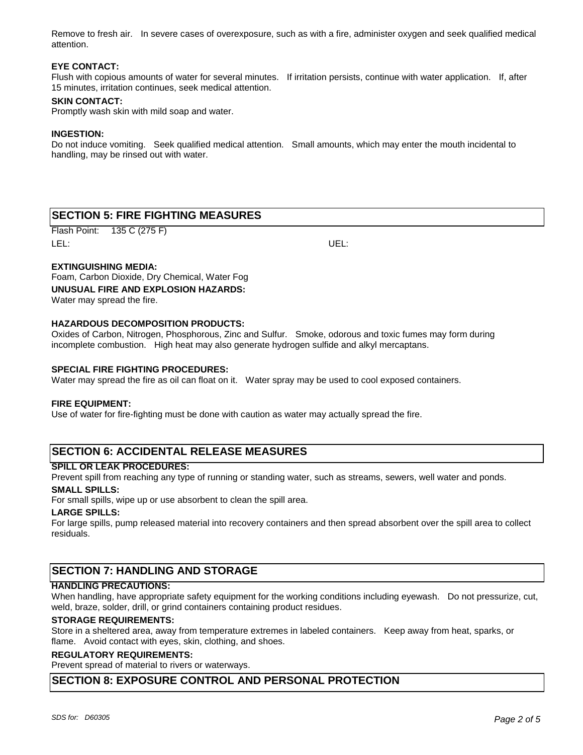Remove to fresh air. In severe cases of overexposure, such as with a fire, administer oxygen and seek qualified medical attention.

**EYE CONTACT:**
Flush with copious amounts of water for several minutes. If irritation persists, continue with water application. If, after 15 minutes, irritation continues, seek medical attention.

**SKIN CONTACT:**
Promptly wash skin with mild soap and water.

**INGESTION:**
Do not induce vomiting. Seek qualified medical attention. Small amounts, which may enter the mouth incidental to handling, may be rinsed out with water.

## SECTION 5: FIRE FIGHTING MEASURES

Flash Point: 135 C (275 F)

LEL: UEL:

**EXTINGUISHING MEDIA:**
Foam, Carbon Dioxide, Dry Chemical, Water Fog

**UNUSUAL FIRE AND EXPLOSION HAZARDS:**
Water may spread the fire.

**HAZARDOUS DECOMPOSITION PRODUCTS:**
Oxides of Carbon, Nitrogen, Phosphorous, Zinc and Sulfur. Smoke, odorous and toxic fumes may form during incomplete combustion. High heat may also generate hydrogen sulfide and alkyl mercaptans.

**SPECIAL FIRE FIGHTING PROCEDURES:**
Water may spread the fire as oil can float on it. Water spray may be used to cool exposed containers.

**FIRE EQUIPMENT:**
Use of water for fire-fighting must be done with caution as water may actually spread the fire.

## SECTION 6: ACCIDENTAL RELEASE MEASURES

**SPILL OR LEAK PROCEDURES:**
Prevent spill from reaching any type of running or standing water, such as streams, sewers, well water and ponds.

**SMALL SPILLS:**
For small spills, wipe up or use absorbent to clean the spill area.

**LARGE SPILLS:**
For large spills, pump released material into recovery containers and then spread absorbent over the spill area to collect residuals.

## SECTION 7: HANDLING AND STORAGE

**HANDLING PRECAUTIONS:**
When handling, have appropriate safety equipment for the working conditions including eyewash. Do not pressurize, cut, weld, braze, solder, drill, or grind containers containing product residues.

**STORAGE REQUIREMENTS:**
Store in a sheltered area, away from temperature extremes in labeled containers. Keep away from heat, sparks, or flame. Avoid contact with eyes, skin, clothing, and shoes.

**REGULATORY REQUIREMENTS:**
Prevent spread of material to rivers or waterways.

## SECTION 8: EXPOSURE CONTROL AND PERSONAL PROTECTION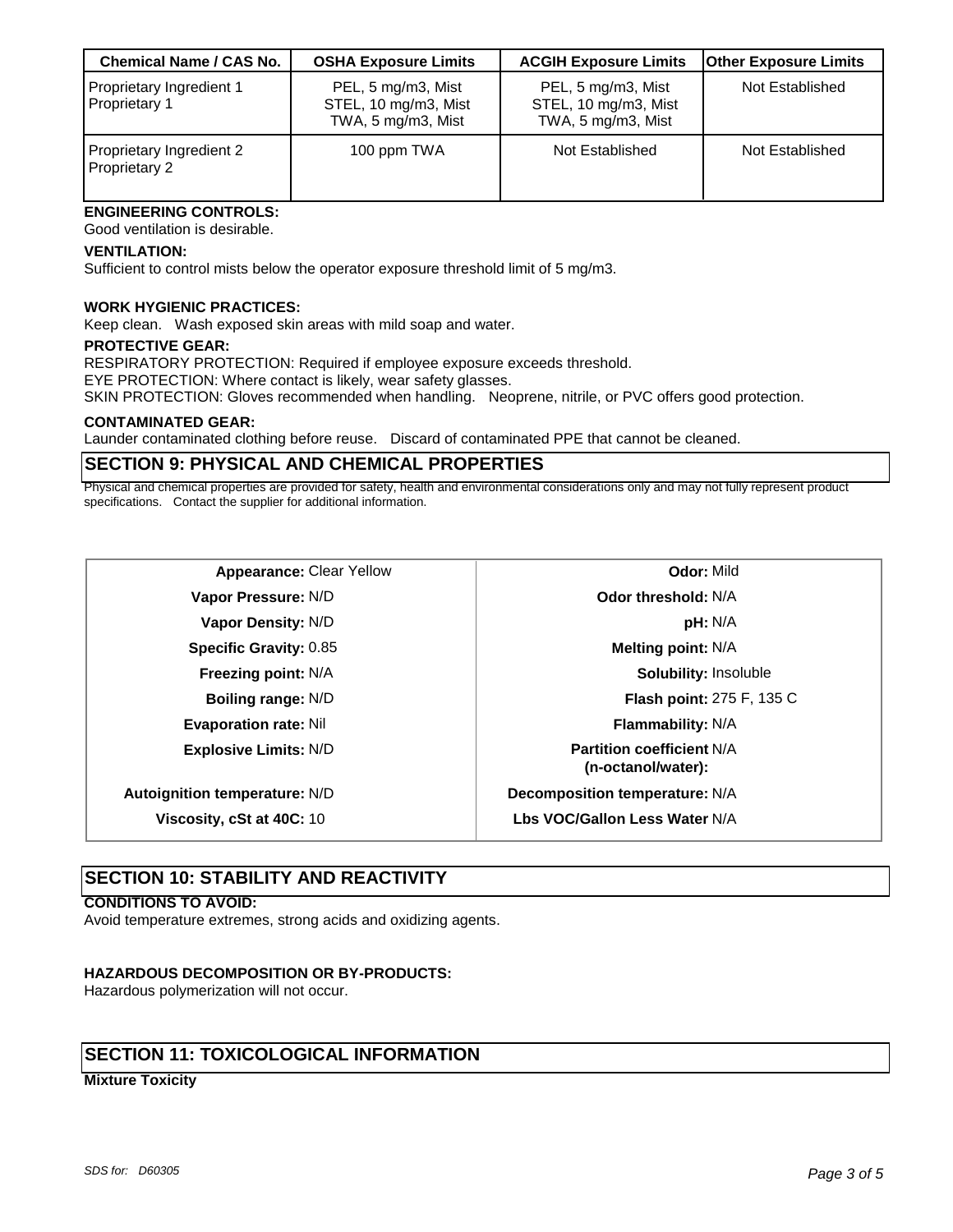| Chemical Name / CAS No. | OSHA Exposure Limits | ACGIH Exposure Limits | Other Exposure Limits |
|---|---|---|---|
| Proprietary Ingredient 1<br>Proprietary 1 | PEL, 5 mg/m3, Mist<br>STEL, 10 mg/m3, Mist<br>TWA, 5 mg/m3, Mist | PEL, 5 mg/m3, Mist<br>STEL, 10 mg/m3, Mist<br>TWA, 5 mg/m3, Mist | Not Established |
| Proprietary Ingredient 2<br>Proprietary 2 | 100 ppm TWA | Not Established | Not Established |

**ENGINEERING CONTROLS:**
Good ventilation is desirable.

**VENTILATION:**
Sufficient to control mists below the operator exposure threshold limit of 5 mg/m3.

**WORK HYGIENIC PRACTICES:**
Keep clean. Wash exposed skin areas with mild soap and water.

**PROTECTIVE GEAR:**
RESPIRATORY PROTECTION: Required if employee exposure exceeds threshold.
EYE PROTECTION: Where contact is likely, wear safety glasses.
SKIN PROTECTION: Gloves recommended when handling. Neoprene, nitrile, or PVC offers good protection.

**CONTAMINATED GEAR:**
Launder contaminated clothing before reuse. Discard of contaminated PPE that cannot be cleaned.

## SECTION 9: PHYSICAL AND CHEMICAL PROPERTIES

Physical and chemical properties are provided for safety, health and environmental considerations only and may not fully represent product specifications. Contact the supplier for additional information.

| Property | Value | Property | Value |
|---|---|---|---|
| **Appearance:** | Clear Yellow | **Odor:** | Mild |
| **Vapor Pressure:** | N/D | **Odor threshold:** | N/A |
| **Vapor Density:** | N/D | **pH:** | N/A |
| **Specific Gravity:** | 0.85 | **Melting point:** | N/A |
| **Freezing point:** | N/A | **Solubility:** | Insoluble |
| **Boiling range:** | N/D | **Flash point:** | 275 F, 135 C |
| **Evaporation rate:** | Nil | **Flammability:** | N/A |
| **Explosive Limits:** | N/D | **Partition coefficient (n-octanol/water):** | N/A |
| **Autoignition temperature:** | N/D | **Decomposition temperature:** | N/A |
| **Viscosity, cSt at 40C:** | 10 | **Lbs VOC/Gallon Less Water** | N/A |

## SECTION 10: STABILITY AND REACTIVITY

**CONDITIONS TO AVOID:**
Avoid temperature extremes, strong acids and oxidizing agents.

**HAZARDOUS DECOMPOSITION OR BY-PRODUCTS:**
Hazardous polymerization will not occur.

## SECTION 11: TOXICOLOGICAL INFORMATION

**Mixture Toxicity**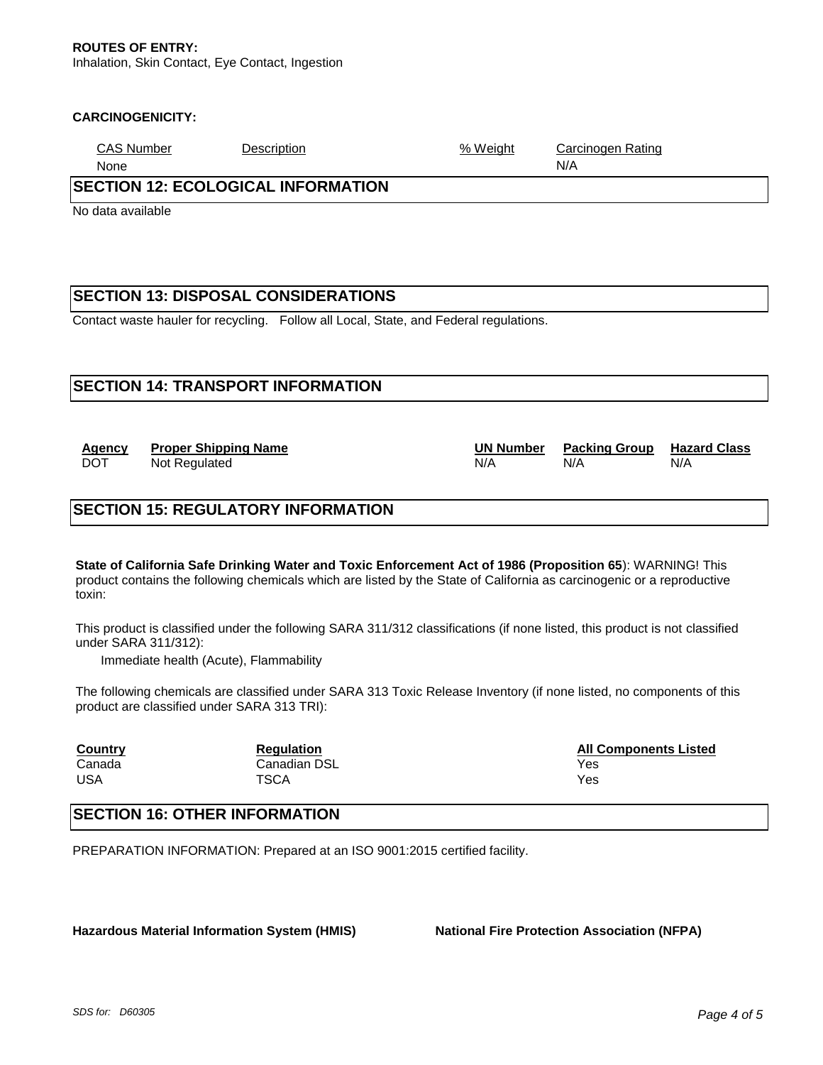**ROUTES OF ENTRY:**
Inhalation, Skin Contact, Eye Contact, Ingestion

**CARCINOGENICITY:**

| CAS Number | Description | % Weight | Carcinogen Rating |
|---|---|---|---|
| None | | | N/A |

## SECTION 12: ECOLOGICAL INFORMATION

No data available

## SECTION 13: DISPOSAL CONSIDERATIONS

Contact waste hauler for recycling. Follow all Local, State, and Federal regulations.

## SECTION 14: TRANSPORT INFORMATION

| Agency | Proper Shipping Name | UN Number | Packing Group | Hazard Class |
|---|---|---|---|---|
| DOT | Not Regulated | N/A | N/A | N/A |

## SECTION 15: REGULATORY INFORMATION

**State of California Safe Drinking Water and Toxic Enforcement Act of 1986 (Proposition 65**): WARNING! This product contains the following chemicals which are listed by the State of California as carcinogenic or a reproductive toxin:

This product is classified under the following SARA 311/312 classifications (if none listed, this product is not classified under SARA 311/312):

Immediate health (Acute), Flammability

The following chemicals are classified under SARA 313 Toxic Release Inventory (if none listed, no components of this product are classified under SARA 313 TRI):

| Country | Regulation | All Components Listed |
|---|---|---|
| Canada | Canadian DSL | Yes |
| USA | TSCA | Yes |

## SECTION 16: OTHER INFORMATION

PREPARATION INFORMATION: Prepared at an ISO 9001:2015 certified facility.

**Hazardous Material Information System (HMIS)**

**National Fire Protection Association (NFPA)**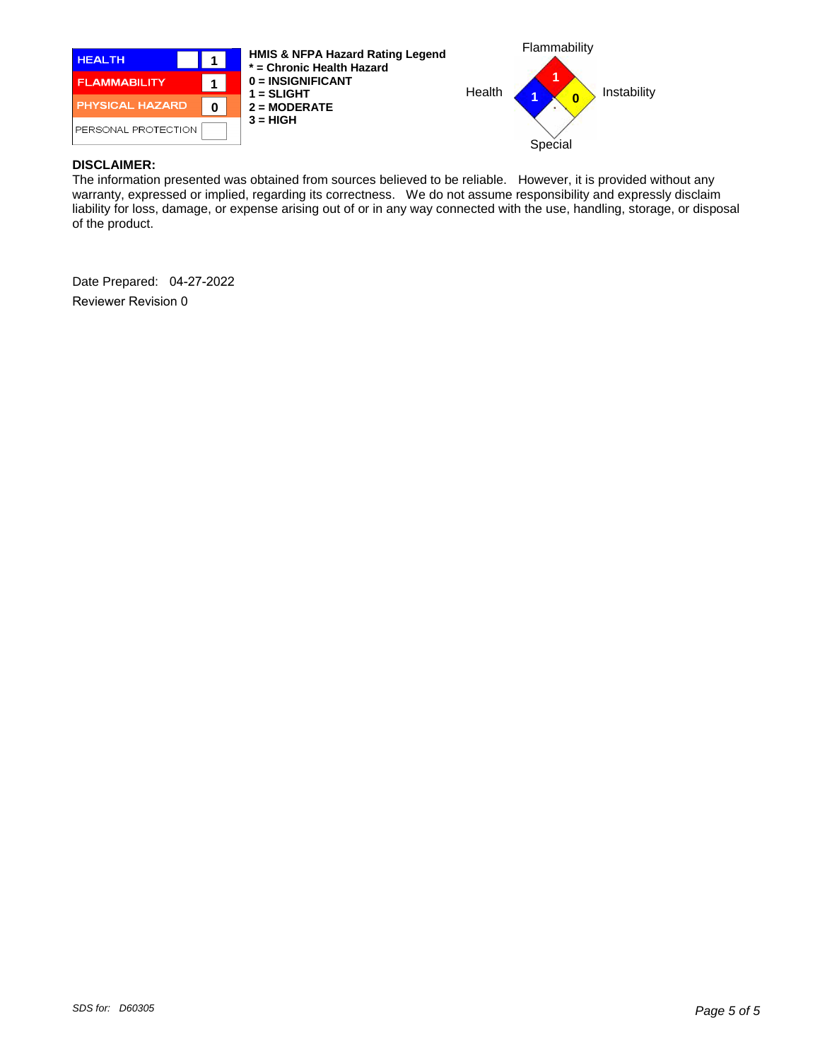| | | |
|---|---|---|
| HEALTH | | 1 |
| FLAMMABILITY | | 1 |
| PHYSICAL HAZARD | | 0 |
| PERSONAL PROTECTION | | |

**HMIS & NFPA Hazard Rating Legend**
**\* = Chronic Health Hazard**
**0 = INSIGNIFICANT**
**1 = SLIGHT**
**2 = MODERATE**
**3 = HIGH**

Flammability
1
Health
1
Instability
0
Special

**DISCLAIMER:**
The information presented was obtained from sources believed to be reliable. However, it is provided without any warranty, expressed or implied, regarding its correctness. We do not assume responsibility and expressly disclaim liability for loss, damage, or expense arising out of or in any way connected with the use, handling, storage, or disposal of the product.

Date Prepared: 04-27-2022
Reviewer Revision 0

*SDS for: D60305*